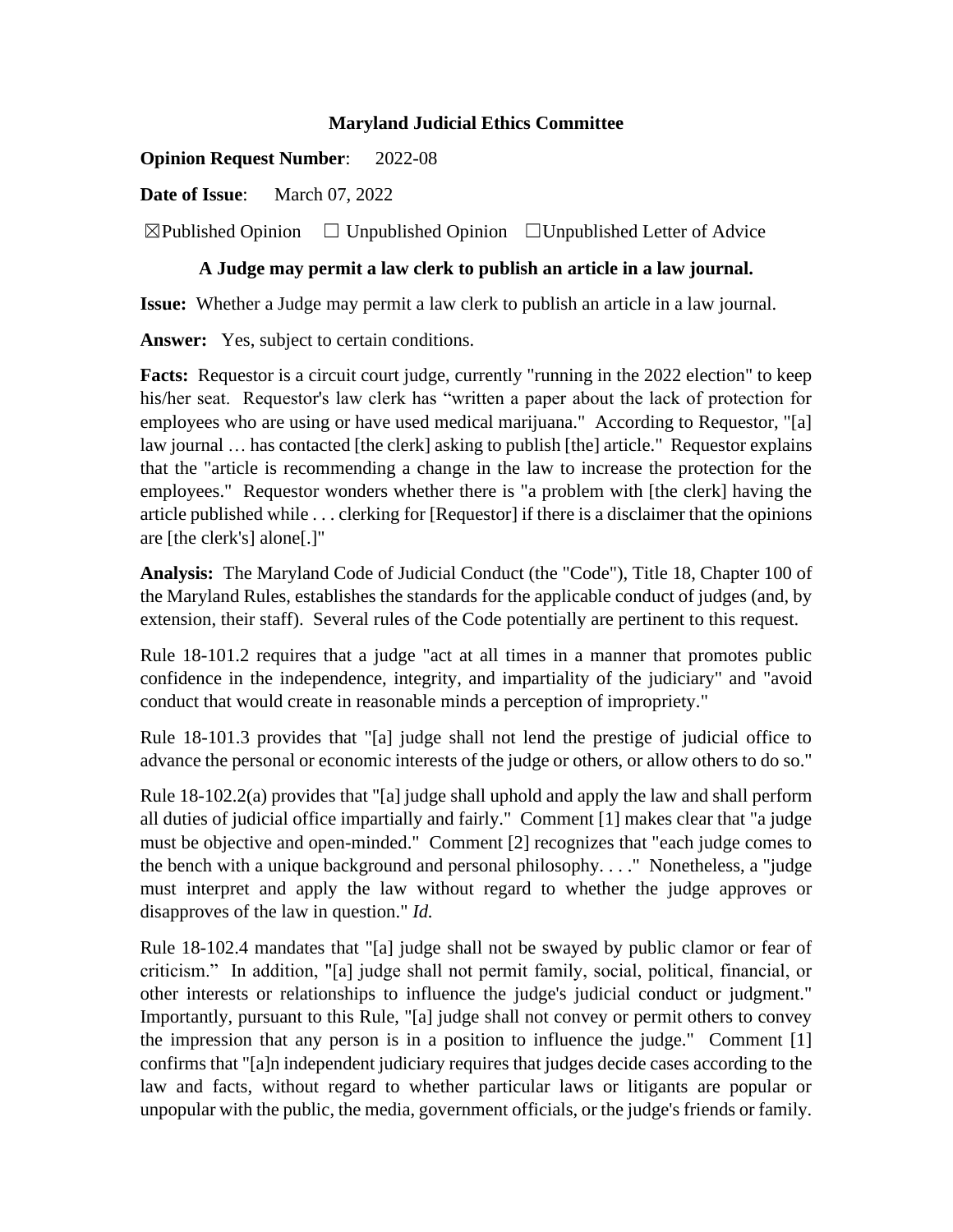**Maryland Judicial Ethics Committee**

**Opinion Request Number**: 2022-08

**Date of Issue**: March 07, 2022

☒Published Opinion ☐ Unpublished Opinion ☐Unpublished Letter of Advice

**A Judge may permit a law clerk to publish an article in a law journal.**

**Issue:** Whether a Judge may permit a law clerk to publish an article in a law journal.

**Answer:** Yes, subject to certain conditions.

**Facts:** Requestor is a circuit court judge, currently "running in the 2022 election" to keep his/her seat. Requestor's law clerk has "written a paper about the lack of protection for employees who are using or have used medical marijuana." According to Requestor, "[a] law journal … has contacted [the clerk] asking to publish [the] article." Requestor explains that the "article is recommending a change in the law to increase the protection for the employees." Requestor wonders whether there is "a problem with [the clerk] having the article published while . . . clerking for [Requestor] if there is a disclaimer that the opinions are [the clerk's] alone[.]"

**Analysis:** The Maryland Code of Judicial Conduct (the "Code"), Title 18, Chapter 100 of the Maryland Rules, establishes the standards for the applicable conduct of judges (and, by extension, their staff). Several rules of the Code potentially are pertinent to this request.

Rule 18-101.2 requires that a judge "act at all times in a manner that promotes public confidence in the independence, integrity, and impartiality of the judiciary" and "avoid conduct that would create in reasonable minds a perception of impropriety."

Rule 18-101.3 provides that "[a] judge shall not lend the prestige of judicial office to advance the personal or economic interests of the judge or others, or allow others to do so."

Rule 18-102.2(a) provides that "[a] judge shall uphold and apply the law and shall perform all duties of judicial office impartially and fairly." Comment [1] makes clear that "a judge must be objective and open-minded." Comment [2] recognizes that "each judge comes to the bench with a unique background and personal philosophy. . . ." Nonetheless, a "judge must interpret and apply the law without regard to whether the judge approves or disapproves of the law in question." *Id.*

Rule 18-102.4 mandates that "[a] judge shall not be swayed by public clamor or fear of criticism." In addition, "[a] judge shall not permit family, social, political, financial, or other interests or relationships to influence the judge's judicial conduct or judgment." Importantly, pursuant to this Rule, "[a] judge shall not convey or permit others to convey the impression that any person is in a position to influence the judge." Comment [1] confirms that "[a]n independent judiciary requires that judges decide cases according to the law and facts, without regard to whether particular laws or litigants are popular or unpopular with the public, the media, government officials, or the judge's friends or family.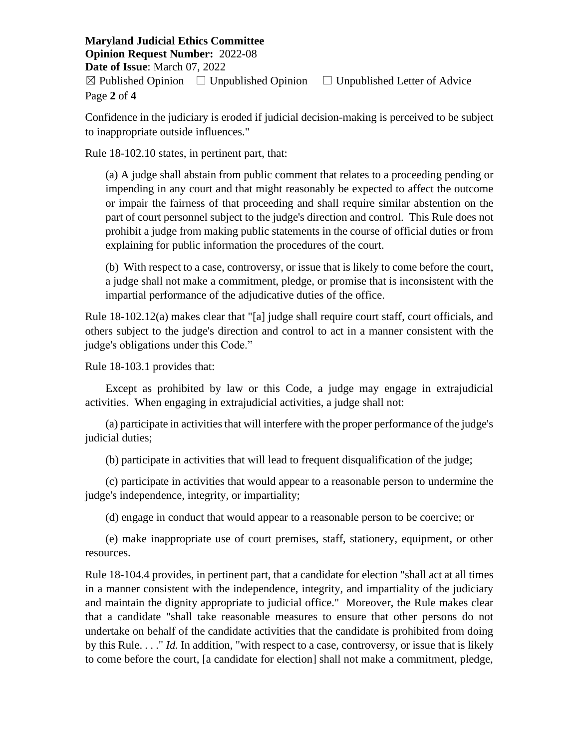Confidence in the judiciary is eroded if judicial decision-making is perceived to be subject to inappropriate outside influences."

Rule 18-102.10 states, in pertinent part, that:

> (a) A judge shall abstain from public comment that relates to a proceeding pending or impending in any court and that might reasonably be expected to affect the outcome or impair the fairness of that proceeding and shall require similar abstention on the part of court personnel subject to the judge's direction and control. This Rule does not prohibit a judge from making public statements in the course of official duties or from explaining for public information the procedures of the court.
>
> (b) With respect to a case, controversy, or issue that is likely to come before the court, a judge shall not make a commitment, pledge, or promise that is inconsistent with the impartial performance of the adjudicative duties of the office.

Rule 18-102.12(a) makes clear that "[a] judge shall require court staff, court officials, and others subject to the judge's direction and control to act in a manner consistent with the judge's obligations under this Code."

Rule 18-103.1 provides that:

Except as prohibited by law or this Code, a judge may engage in extrajudicial activities. When engaging in extrajudicial activities, a judge shall not:

(a) participate in activities that will interfere with the proper performance of the judge's judicial duties;

(b) participate in activities that will lead to frequent disqualification of the judge;

(c) participate in activities that would appear to a reasonable person to undermine the judge's independence, integrity, or impartiality;

(d) engage in conduct that would appear to a reasonable person to be coercive; or

(e) make inappropriate use of court premises, staff, stationery, equipment, or other resources.

Rule 18-104.4 provides, in pertinent part, that a candidate for election "shall act at all times in a manner consistent with the independence, integrity, and impartiality of the judiciary and maintain the dignity appropriate to judicial office." Moreover, the Rule makes clear that a candidate "shall take reasonable measures to ensure that other persons do not undertake on behalf of the candidate activities that the candidate is prohibited from doing by this Rule. . . ." *Id.* In addition, "with respect to a case, controversy, or issue that is likely to come before the court, [a candidate for election] shall not make a commitment, pledge,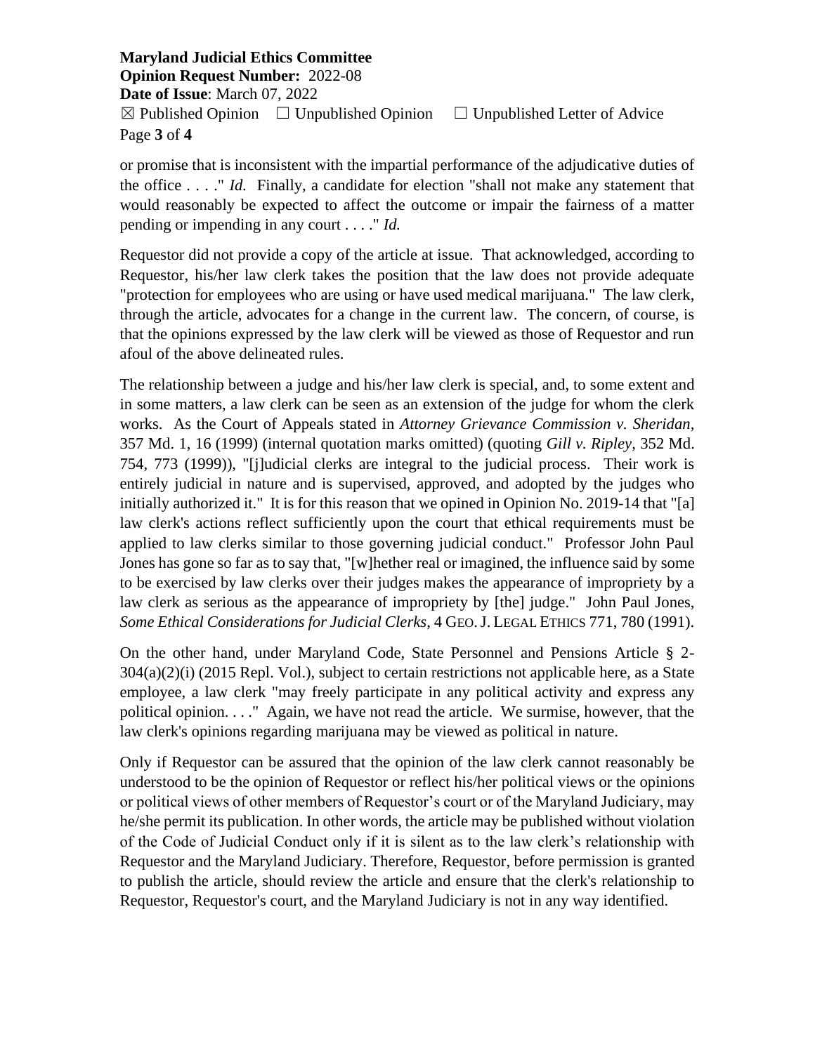or promise that is inconsistent with the impartial performance of the adjudicative duties of the office . . . ." *Id.* Finally, a candidate for election "shall not make any statement that would reasonably be expected to affect the outcome or impair the fairness of a matter pending or impending in any court . . . ." *Id.*

Requestor did not provide a copy of the article at issue. That acknowledged, according to Requestor, his/her law clerk takes the position that the law does not provide adequate "protection for employees who are using or have used medical marijuana." The law clerk, through the article, advocates for a change in the current law. The concern, of course, is that the opinions expressed by the law clerk will be viewed as those of Requestor and run afoul of the above delineated rules.

The relationship between a judge and his/her law clerk is special, and, to some extent and in some matters, a law clerk can be seen as an extension of the judge for whom the clerk works. As the Court of Appeals stated in *Attorney Grievance Commission v. Sheridan*, 357 Md. 1, 16 (1999) (internal quotation marks omitted) (quoting *Gill v. Ripley*, 352 Md. 754, 773 (1999)), "[j]udicial clerks are integral to the judicial process. Their work is entirely judicial in nature and is supervised, approved, and adopted by the judges who initially authorized it." It is for this reason that we opined in Opinion No. 2019-14 that "[a] law clerk's actions reflect sufficiently upon the court that ethical requirements must be applied to law clerks similar to those governing judicial conduct." Professor John Paul Jones has gone so far as to say that, "[w]hether real or imagined, the influence said by some to be exercised by law clerks over their judges makes the appearance of impropriety by a law clerk as serious as the appearance of impropriety by [the] judge." John Paul Jones, *Some Ethical Considerations for Judicial Clerks*, 4 GEO. J. LEGAL ETHICS 771, 780 (1991).

On the other hand, under Maryland Code, State Personnel and Pensions Article § 2-304(a)(2)(i) (2015 Repl. Vol.), subject to certain restrictions not applicable here, as a State employee, a law clerk "may freely participate in any political activity and express any political opinion. . . ." Again, we have not read the article. We surmise, however, that the law clerk's opinions regarding marijuana may be viewed as political in nature.

Only if Requestor can be assured that the opinion of the law clerk cannot reasonably be understood to be the opinion of Requestor or reflect his/her political views or the opinions or political views of other members of Requestor's court or of the Maryland Judiciary, may he/she permit its publication. In other words, the article may be published without violation of the Code of Judicial Conduct only if it is silent as to the law clerk's relationship with Requestor and the Maryland Judiciary. Therefore, Requestor, before permission is granted to publish the article, should review the article and ensure that the clerk's relationship to Requestor, Requestor's court, and the Maryland Judiciary is not in any way identified.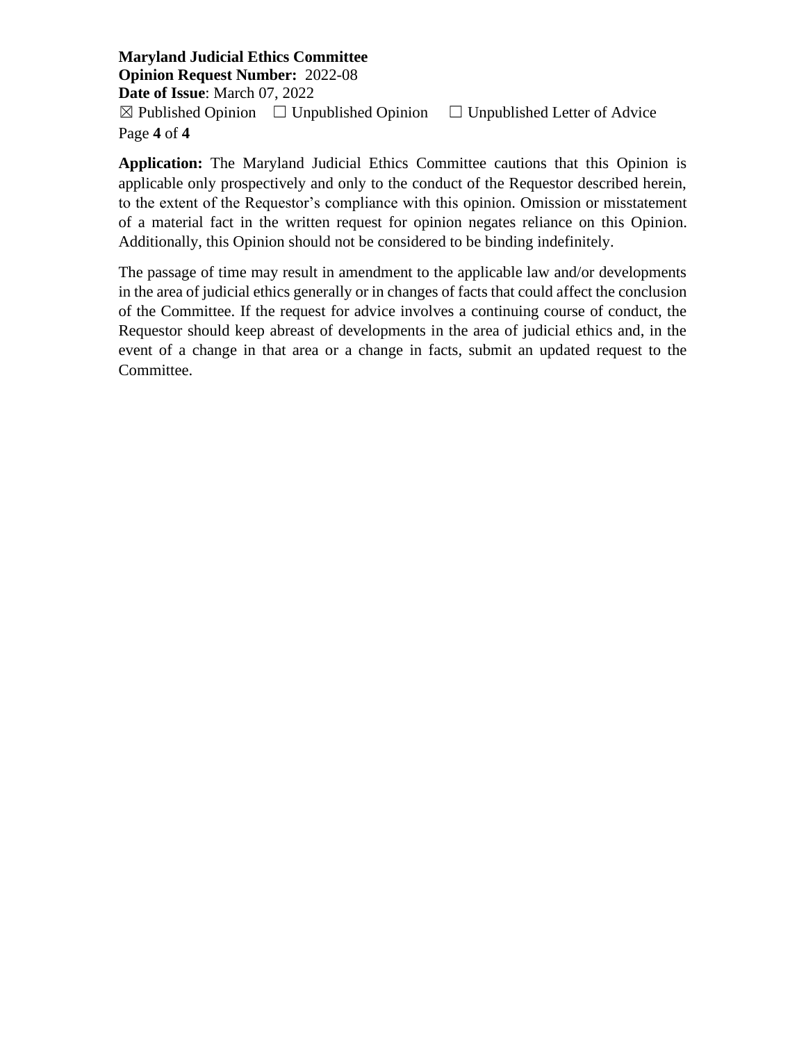**Application:** The Maryland Judicial Ethics Committee cautions that this Opinion is applicable only prospectively and only to the conduct of the Requestor described herein, to the extent of the Requestor's compliance with this opinion. Omission or misstatement of a material fact in the written request for opinion negates reliance on this Opinion. Additionally, this Opinion should not be considered to be binding indefinitely.

The passage of time may result in amendment to the applicable law and/or developments in the area of judicial ethics generally or in changes of facts that could affect the conclusion of the Committee. If the request for advice involves a continuing course of conduct, the Requestor should keep abreast of developments in the area of judicial ethics and, in the event of a change in that area or a change in facts, submit an updated request to the Committee.